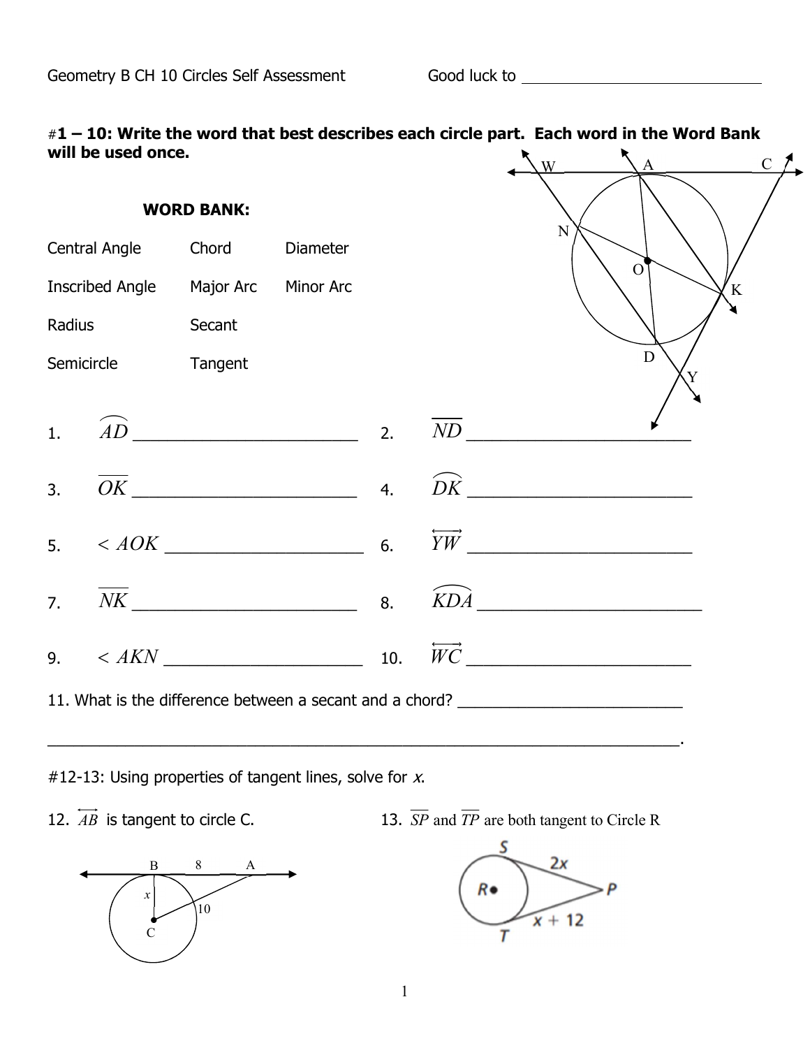Geometry B CH 10 Circles Self Assessment Good luck to ______________________________

## #1 – 10: Write the word that best describes each circle part. Each word in the Word Bank will be used once.

**WORD BANK:**

| | | |
|---|---|---|
| Central Angle | Chord | Diameter |
| Inscribed Angle | Major Arc | Minor Arc |
| Radius | Secant | |
| Semicircle | Tangent | |

1. $\widehat{AD}$ ________________________
2. $\overline{ND}$ ________________________
3. $\overline{OK}$ ________________________
4. $\widehat{DK}$ ________________________
5. $< AOK$ ______________________
6. $\overleftrightarrow{YW}$ ________________________
7. $\overline{NK}$ ________________________
8. $\widehat{KDA}$ ________________________
9. $< AKN$ ______________________
10. $\overleftrightarrow{WC}$ ________________________

11. What is the difference between a secant and a chord? __________________________

___________________________________________________________________________.

#12-13: Using properties of tangent lines, solve for *x*.

12. $\overleftrightarrow{AB}$ is tangent to circle C.

13. $\overline{SP}$ and $\overline{TP}$ are both tangent to Circle R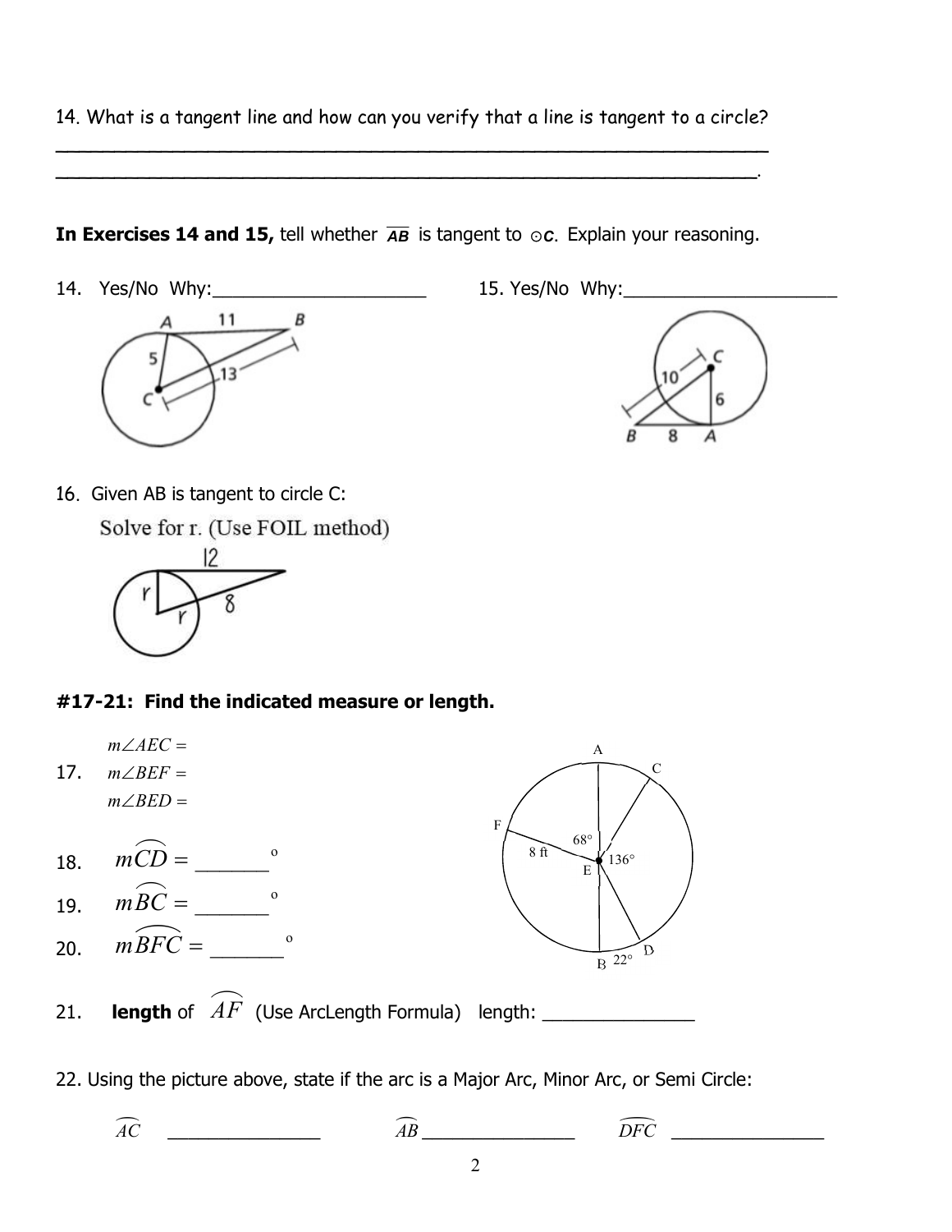14. What is a tangent line and how can you verify that a line is tangent to a circle?

\_\_\_\_\_\_\_\_\_\_\_\_\_\_\_\_\_\_\_\_\_\_\_\_\_\_\_\_\_\_\_\_\_\_\_\_\_\_\_\_\_\_\_\_\_\_\_\_\_\_\_\_\_\_\_\_\_\_\_\_

\_\_\_\_\_\_\_\_\_\_\_\_\_\_\_\_\_\_\_\_\_\_\_\_\_\_\_\_\_\_\_\_\_\_\_\_\_\_\_\_\_\_\_\_\_\_\_\_\_\_\_\_\_\_\_\_\_\_\_.

**In Exercises 14 and 15,** tell whether $\overline{AB}$ is tangent to $\odot C$. Explain your reasoning.

14. Yes/No Why:\_\_\_\_\_\_\_\_\_\_\_\_\_\_\_\_\_\_\_\_

15. Yes/No Why:\_\_\_\_\_\_\_\_\_\_\_\_\_\_\_\_\_\_\_\_

16. Given AB is tangent to circle C:

Solve for r. (Use FOIL method)

**#17-21: Find the indicated measure or length.**

17. $m\angle AEC =$

$m\angle BEF =$

$m\angle BED =$

18. $m\overset{\frown}{CD} =$ \_\_\_\_\_\_\_ °

19. $m\overset{\frown}{BC} =$ \_\_\_\_\_\_\_ °

20. $m\overset{\frown}{BFC} =$ \_\_\_\_\_\_\_ °

21. **length** of $\overset{\frown}{AF}$ (Use ArcLength Formula) length: \_\_\_\_\_\_\_\_\_\_\_\_\_\_\_

22. Using the picture above, state if the arc is a Major Arc, Minor Arc, or Semi Circle:

$\overset{\frown}{AC}$ \_\_\_\_\_\_\_\_\_\_\_\_\_\_\_ $\overset{\frown}{AB}$ \_\_\_\_\_\_\_\_\_\_\_\_\_\_\_ $\overset{\frown}{DFC}$ \_\_\_\_\_\_\_\_\_\_\_\_\_\_\_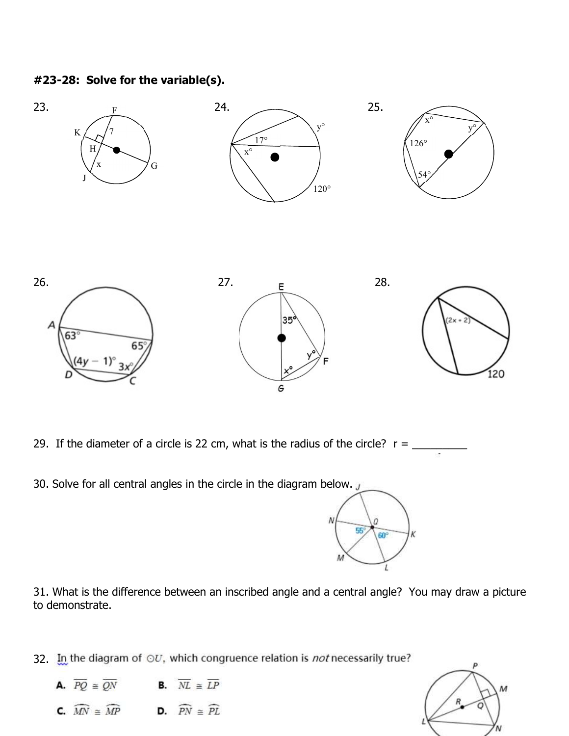**#23-28: Solve for the variable(s).**

23.

24.

25.

26.

27.

28.

29. If the diameter of a circle is 22 cm, what is the radius of the circle? r = __________

30. Solve for all central angles in the circle in the diagram below.

31. What is the difference between an inscribed angle and a central angle? You may draw a picture to demonstrate.

32. In the diagram of $\odot U$, which congruence relation is *not* necessarily true?

**A.** $\overline{PQ} \cong \overline{QN}$ **B.** $\overline{NL} \cong \overline{LP}$

**C.** $\overset{\frown}{MN} \cong \overset{\frown}{MP}$ **D.** $\overset{\frown}{PN} \cong \overset{\frown}{PL}$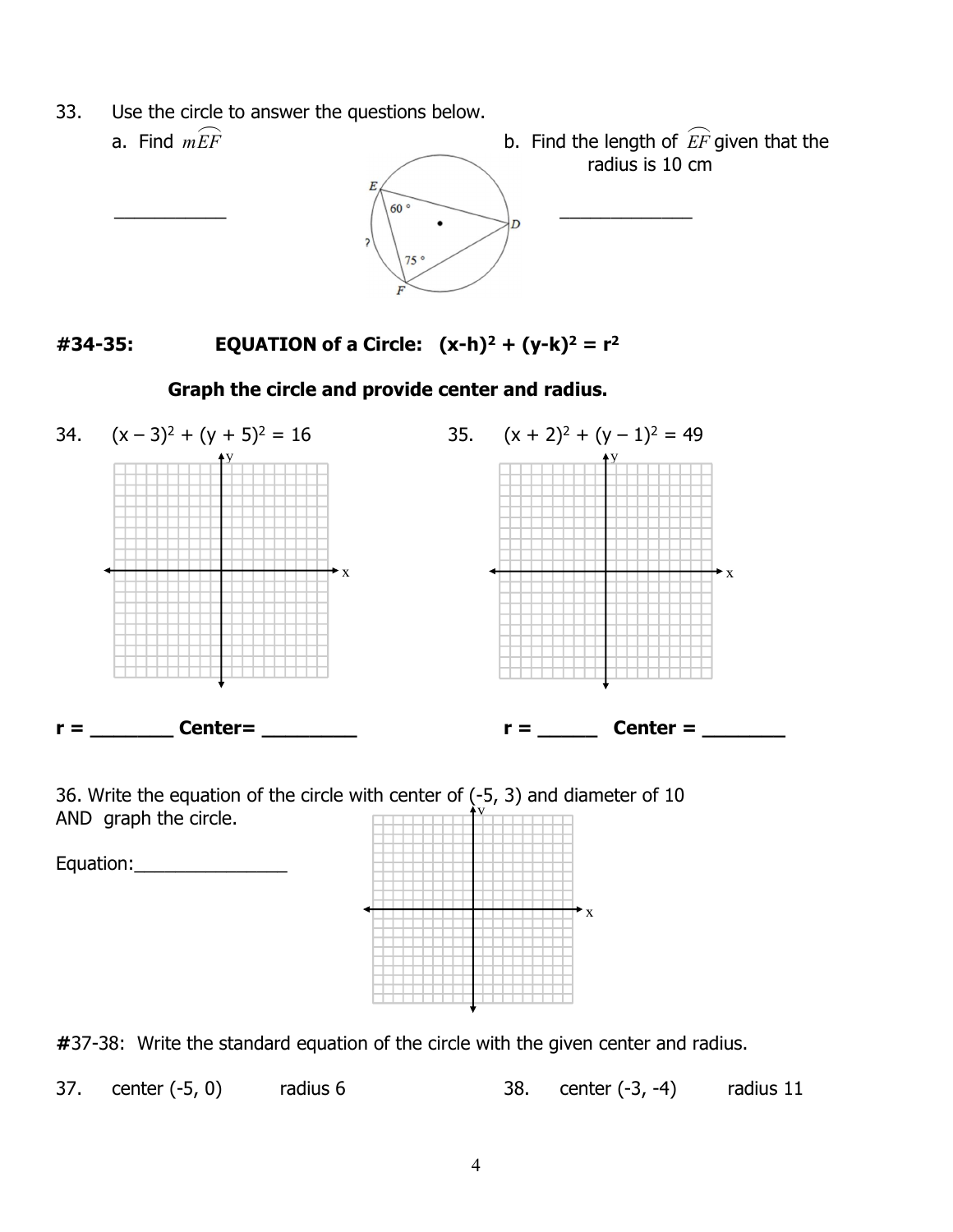33. Use the circle to answer the questions below.

a. Find $m\widehat{EF}$

\_\_\_\_\_\_\_\_\_\_\_

b. Find the length of $\widehat{EF}$ given that the radius is 10 cm

\_\_\_\_\_\_\_\_\_\_\_\_\_

E, 60°, D, ?, 75°, F

**#34-35: EQUATION of a Circle: $(x-h)^2 + (y-k)^2 = r^2$**

**Graph the circle and provide center and radius.**

34. $(x - 3)^2 + (y + 5)^2 = 16$

**r = \_\_\_\_\_\_\_\_ Center= \_\_\_\_\_\_\_\_\_**

35. $(x + 2)^2 + (y - 1)^2 = 49$

**r = \_\_\_\_\_\_ Center = \_\_\_\_\_\_\_\_**

36. Write the equation of the circle with center of (-5, 3) and diameter of 10 AND graph the circle.

Equation:\_\_\_\_\_\_\_\_\_\_\_\_\_\_\_\_

**#**37-38: Write the standard equation of the circle with the given center and radius.

37. center (-5, 0) radius 6

38. center (-3, -4) radius 11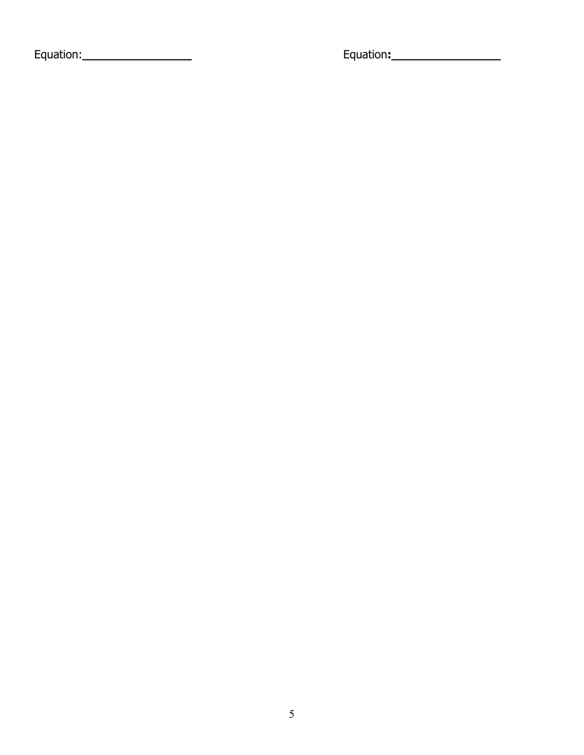Equation:_________________

Equation:_________________